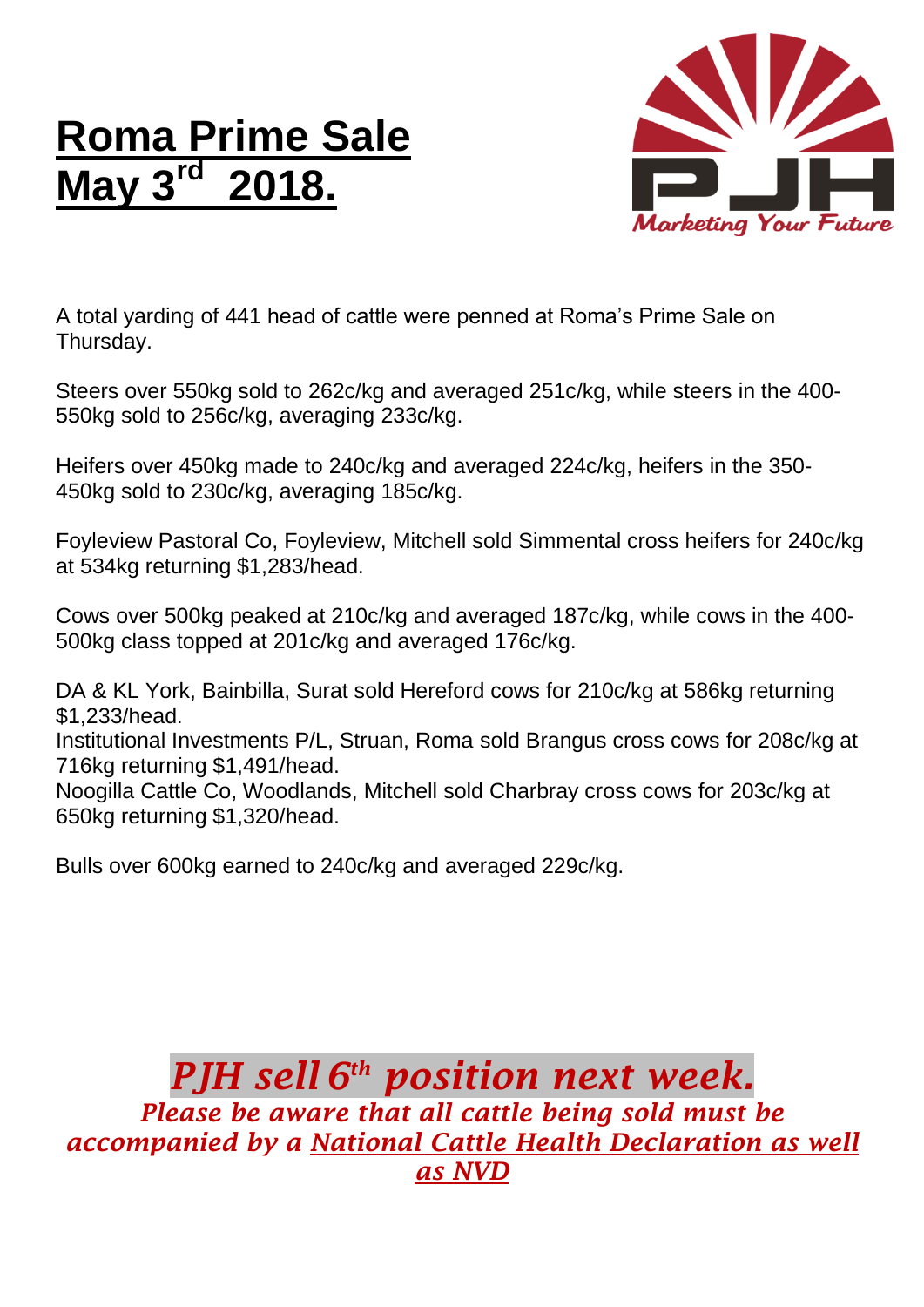# Roma Prime Sale May 3rd 2018.

PJH
Marketing Your Future

A total yarding of 441 head of cattle were penned at Roma's Prime Sale on Thursday.

Steers over 550kg sold to 262c/kg and averaged 251c/kg, while steers in the 400-550kg sold to 256c/kg, averaging 233c/kg.

Heifers over 450kg made to 240c/kg and averaged 224c/kg, heifers in the 350-450kg sold to 230c/kg, averaging 185c/kg.

Foyleview Pastoral Co, Foyleview, Mitchell sold Simmental cross heifers for 240c/kg at 534kg returning $1,283/head.

Cows over 500kg peaked at 210c/kg and averaged 187c/kg, while cows in the 400-500kg class topped at 201c/kg and averaged 176c/kg.

DA & KL York, Bainbilla, Surat sold Hereford cows for 210c/kg at 586kg returning $1,233/head.
Institutional Investments P/L, Struan, Roma sold Brangus cross cows for 208c/kg at 716kg returning $1,491/head.
Noogilla Cattle Co, Woodlands, Mitchell sold Charbray cross cows for 203c/kg at 650kg returning $1,320/head.

Bulls over 600kg earned to 240c/kg and averaged 229c/kg.

***PJH sell 6th position next week.***

***Please be aware that all cattle being sold must be accompanied by a <u>National Cattle Health Declaration as well as NVD</u>***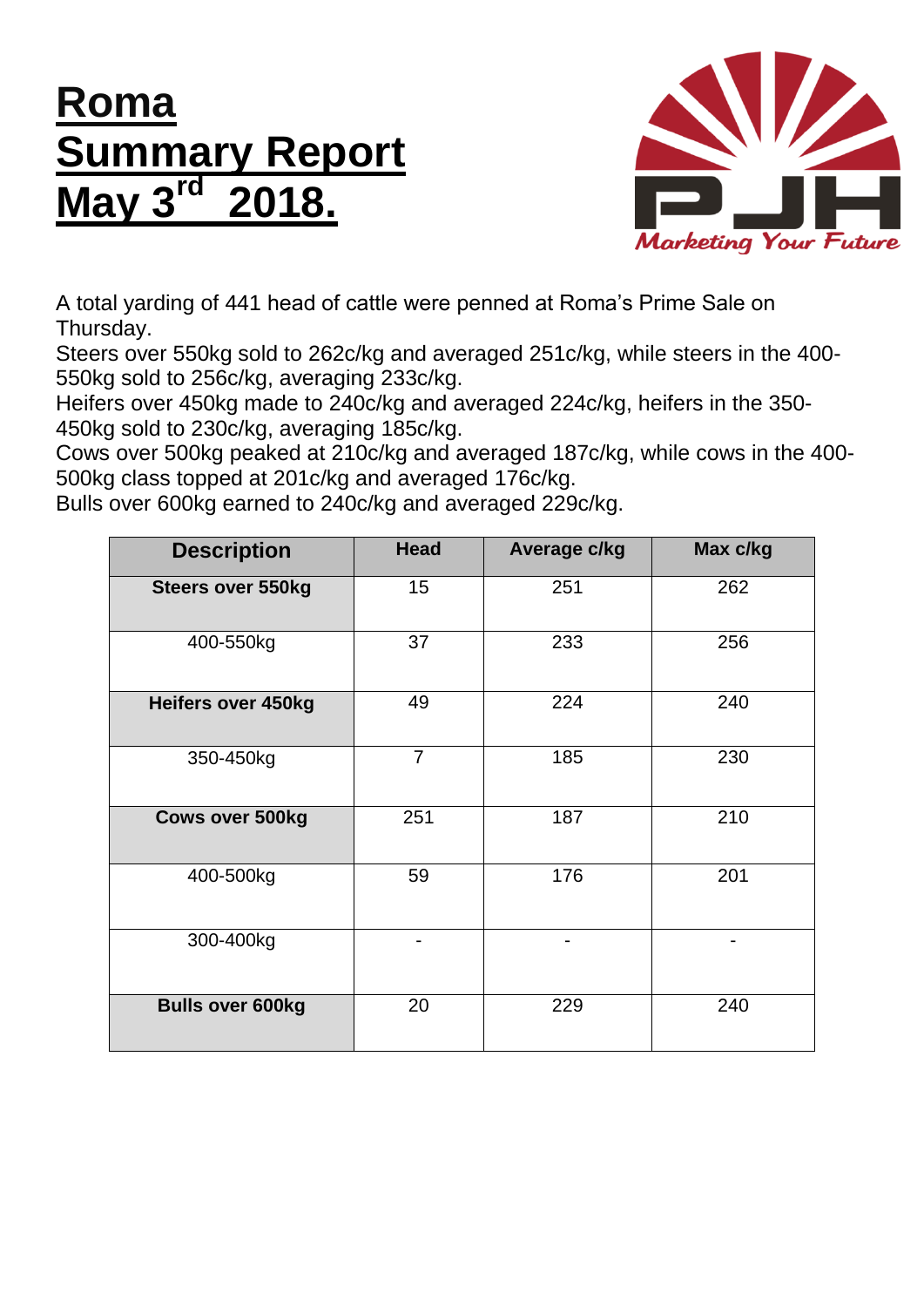# Roma Summary Report May 3rd 2018.

PJH
*Marketing Your Future*

A total yarding of 441 head of cattle were penned at Roma's Prime Sale on Thursday.
Steers over 550kg sold to 262c/kg and averaged 251c/kg, while steers in the 400-550kg sold to 256c/kg, averaging 233c/kg.
Heifers over 450kg made to 240c/kg and averaged 224c/kg, heifers in the 350-450kg sold to 230c/kg, averaging 185c/kg.
Cows over 500kg peaked at 210c/kg and averaged 187c/kg, while cows in the 400-500kg class topped at 201c/kg and averaged 176c/kg.
Bulls over 600kg earned to 240c/kg and averaged 229c/kg.

| Description | Head | Average c/kg | Max c/kg |
|---|---|---|---|
| **Steers over 550kg** | 15 | 251 | 262 |
| 400-550kg | 37 | 233 | 256 |
| **Heifers over 450kg** | 49 | 224 | 240 |
| 350-450kg | 7 | 185 | 230 |
| **Cows over 500kg** | 251 | 187 | 210 |
| 400-500kg | 59 | 176 | 201 |
| 300-400kg | - | - | - |
| **Bulls over 600kg** | 20 | 229 | 240 |